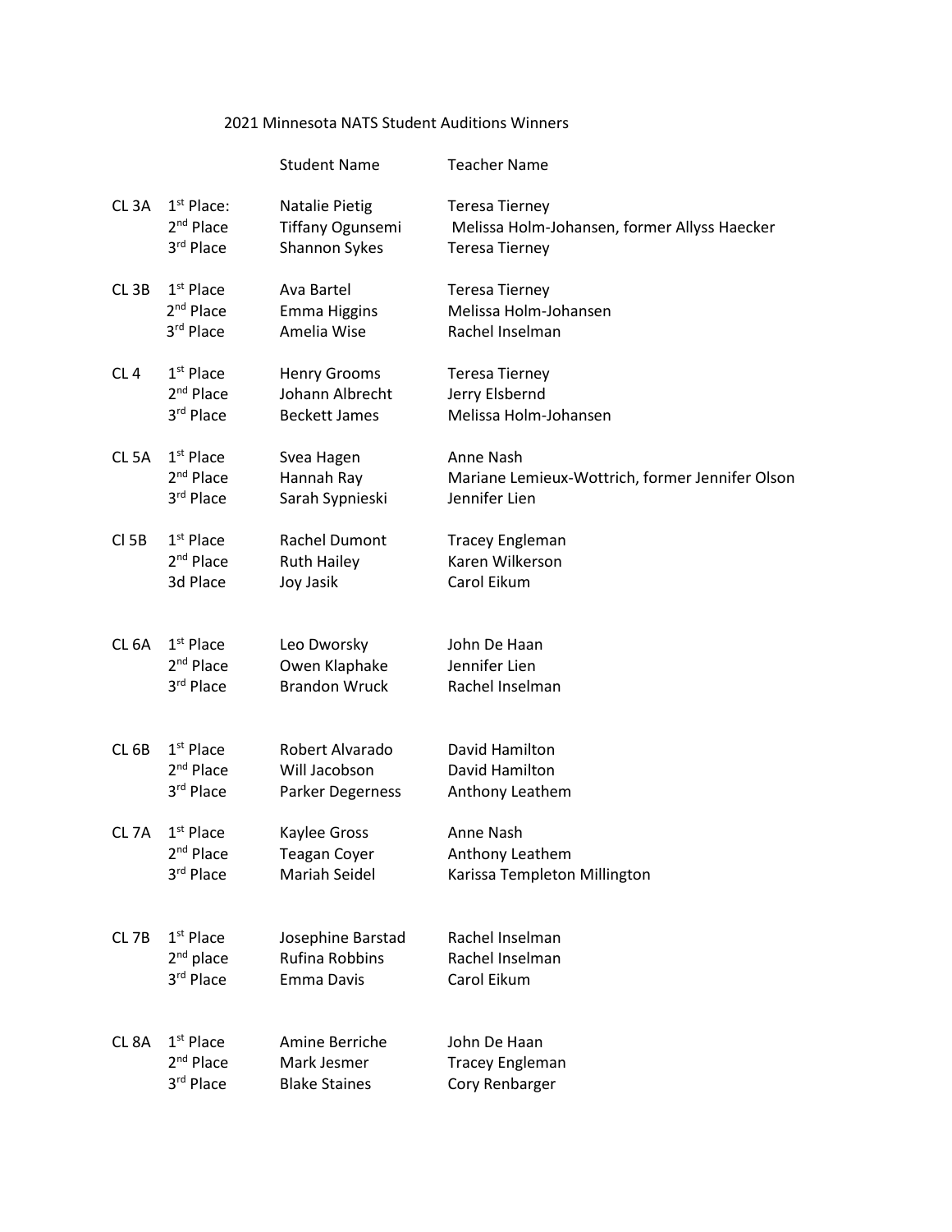# 2021 Minnesota NATS Student Auditions Winners

| | | Student Name | Teacher Name |
|---|---|---|---|
| CL 3A | 1st Place: | Natalie Pietig | Teresa Tierney |
| | 2nd Place | Tiffany Ogunsemi | Melissa Holm-Johansen, former Allyss Haecker |
| | 3rd Place | Shannon Sykes | Teresa Tierney |
| CL 3B | 1st Place | Ava Bartel | Teresa Tierney |
| | 2nd Place | Emma Higgins | Melissa Holm-Johansen |
| | 3rd Place | Amelia Wise | Rachel Inselman |
| CL 4 | 1st Place | Henry Grooms | Teresa Tierney |
| | 2nd Place | Johann Albrecht | Jerry Elsbernd |
| | 3rd Place | Beckett James | Melissa Holm-Johansen |
| CL 5A | 1st Place | Svea Hagen | Anne Nash |
| | 2nd Place | Hannah Ray | Mariane Lemieux-Wottrich, former Jennifer Olson |
| | 3rd Place | Sarah Sypnieski | Jennifer Lien |
| Cl 5B | 1st Place | Rachel Dumont | Tracey Engleman |
| | 2nd Place | Ruth Hailey | Karen Wilkerson |
| | 3d Place | Joy Jasik | Carol Eikum |
| CL 6A | 1st Place | Leo Dworsky | John De Haan |
| | 2nd Place | Owen Klaphake | Jennifer Lien |
| | 3rd Place | Brandon Wruck | Rachel Inselman |
| CL 6B | 1st Place | Robert Alvarado | David Hamilton |
| | 2nd Place | Will Jacobson | David Hamilton |
| | 3rd Place | Parker Degerness | Anthony Leathem |
| CL 7A | 1st Place | Kaylee Gross | Anne Nash |
| | 2nd Place | Teagan Coyer | Anthony Leathem |
| | 3rd Place | Mariah Seidel | Karissa Templeton Millington |
| CL 7B | 1st Place | Josephine Barstad | Rachel Inselman |
| | 2nd place | Rufina Robbins | Rachel Inselman |
| | 3rd Place | Emma Davis | Carol Eikum |
| CL 8A | 1st Place | Amine Berriche | John De Haan |
| | 2nd Place | Mark Jesmer | Tracey Engleman |
| | 3rd Place | Blake Staines | Cory Renbarger |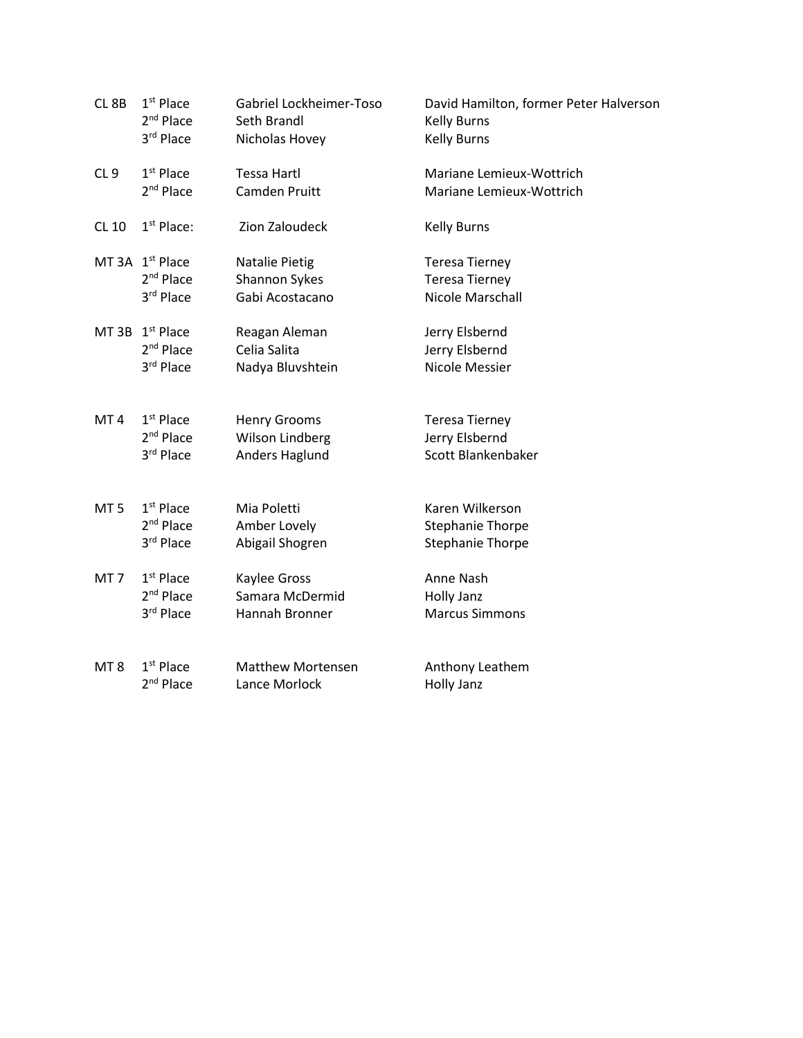| | | | |
|---|---|---|---|
| CL 8B | 1st Place | Gabriel Lockheimer-Toso | David Hamilton, former Peter Halverson |
| | 2nd Place | Seth Brandl | Kelly Burns |
| | 3rd Place | Nicholas Hovey | Kelly Burns |
| CL 9 | 1st Place | Tessa Hartl | Mariane Lemieux-Wottrich |
| | 2nd Place | Camden Pruitt | Mariane Lemieux-Wottrich |
| CL 10 | 1st Place: | Zion Zaloudeck | Kelly Burns |
| MT 3A | 1st Place | Natalie Pietig | Teresa Tierney |
| | 2nd Place | Shannon Sykes | Teresa Tierney |
| | 3rd Place | Gabi Acostacano | Nicole Marschall |
| MT 3B | 1st Place | Reagan Aleman | Jerry Elsbernd |
| | 2nd Place | Celia Salita | Jerry Elsbernd |
| | 3rd Place | Nadya Bluvshtein | Nicole Messier |
| MT 4 | 1st Place | Henry Grooms | Teresa Tierney |
| | 2nd Place | Wilson Lindberg | Jerry Elsbernd |
| | 3rd Place | Anders Haglund | Scott Blankenbaker |
| MT 5 | 1st Place | Mia Poletti | Karen Wilkerson |
| | 2nd Place | Amber Lovely | Stephanie Thorpe |
| | 3rd Place | Abigail Shogren | Stephanie Thorpe |
| MT 7 | 1st Place | Kaylee Gross | Anne Nash |
| | 2nd Place | Samara McDermid | Holly Janz |
| | 3rd Place | Hannah Bronner | Marcus Simmons |
| MT 8 | 1st Place | Matthew Mortensen | Anthony Leathem |
| | 2nd Place | Lance Morlock | Holly Janz |